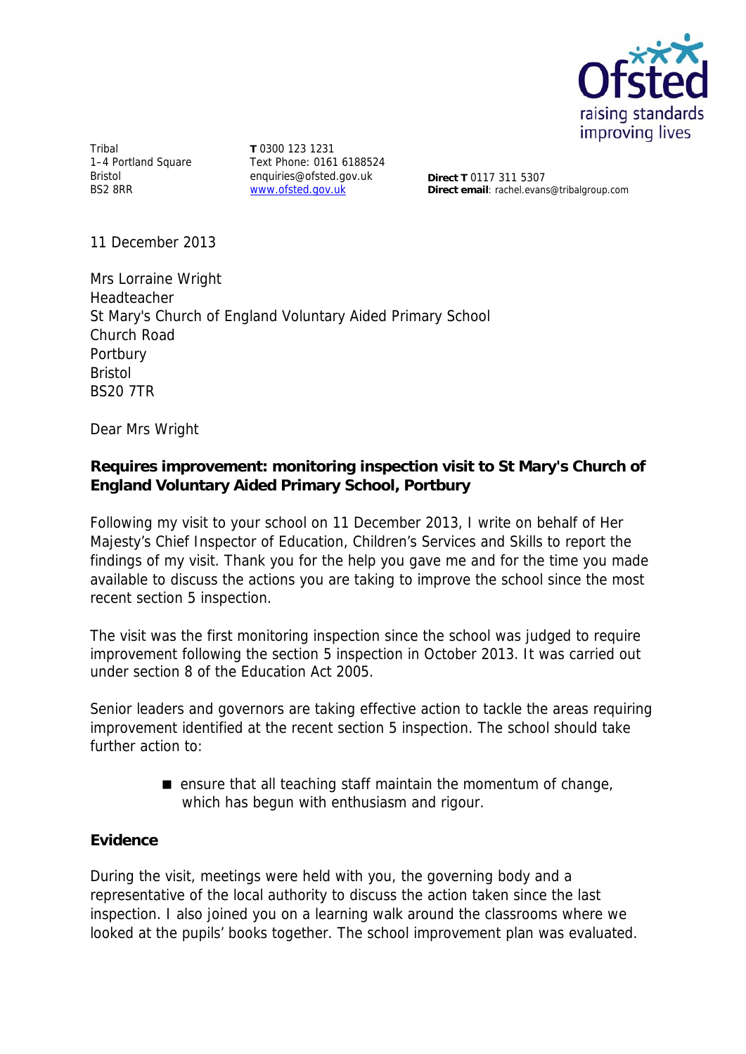Tribal
1–4 Portland Square
Bristol
BS2 8RR

**T** 0300 123 1231
Text Phone: 0161 6188524
enquiries@ofsted.gov.uk
www.ofsted.gov.uk

**Direct T** 0117 311 5307
**Direct email**: rachel.evans@tribalgroup.com

11 December 2013

Mrs Lorraine Wright
Headteacher
St Mary's Church of England Voluntary Aided Primary School
Church Road
Portbury
Bristol
BS20 7TR

Dear Mrs Wright

**Requires improvement: monitoring inspection visit to St Mary's Church of England Voluntary Aided Primary School, Portbury**

Following my visit to your school on 11 December 2013, I write on behalf of Her Majesty's Chief Inspector of Education, Children's Services and Skills to report the findings of my visit. Thank you for the help you gave me and for the time you made available to discuss the actions you are taking to improve the school since the most recent section 5 inspection.

The visit was the first monitoring inspection since the school was judged to require improvement following the section 5 inspection in October 2013. It was carried out under section 8 of the Education Act 2005.

Senior leaders and governors are taking effective action to tackle the areas requiring improvement identified at the recent section 5 inspection. The school should take further action to:

- ensure that all teaching staff maintain the momentum of change, which has begun with enthusiasm and rigour.

**Evidence**

During the visit, meetings were held with you, the governing body and a representative of the local authority to discuss the action taken since the last inspection. I also joined you on a learning walk around the classrooms where we looked at the pupils' books together. The school improvement plan was evaluated.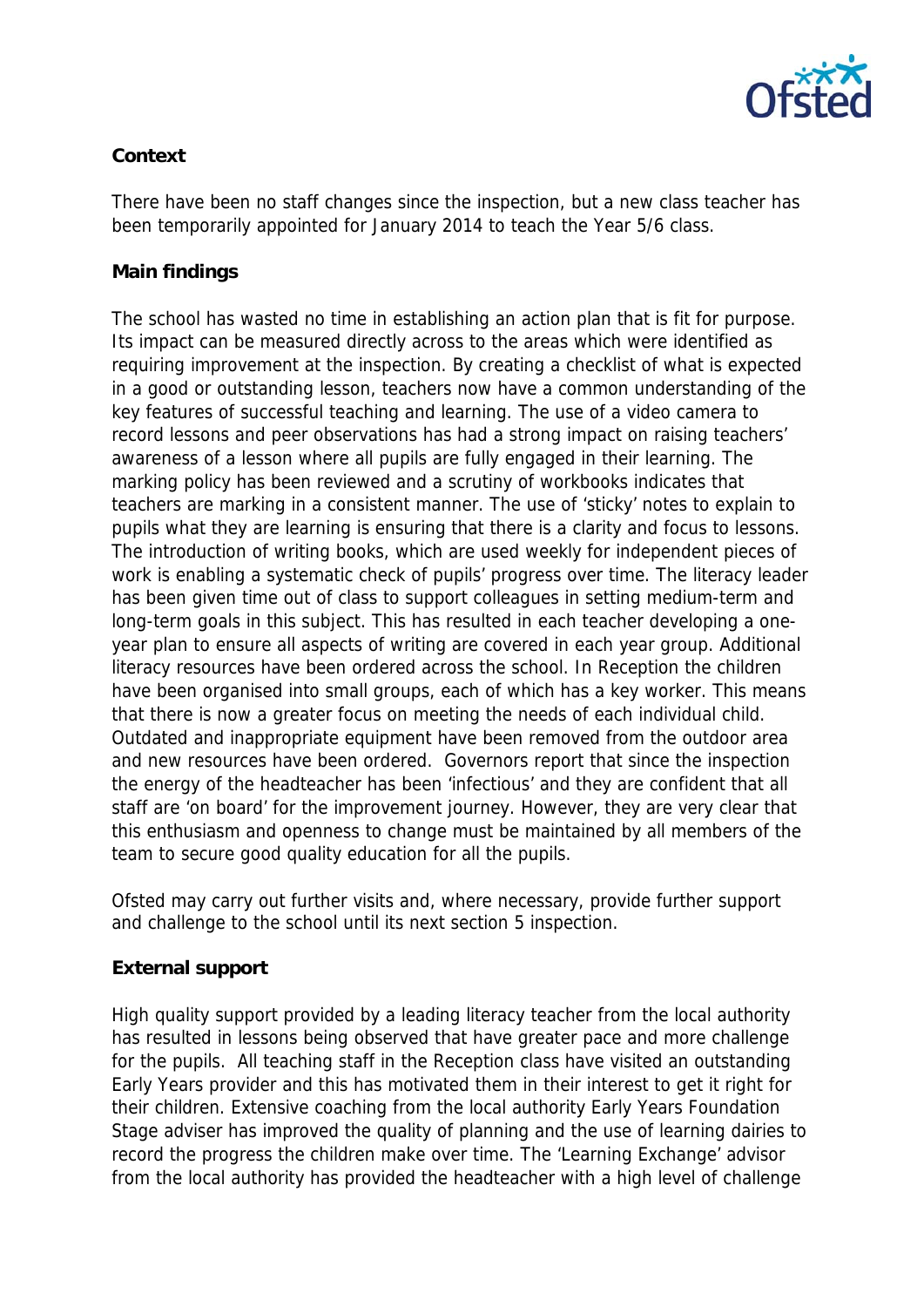**Context**

There have been no staff changes since the inspection, but a new class teacher has been temporarily appointed for January 2014 to teach the Year 5/6 class.

**Main findings**

The school has wasted no time in establishing an action plan that is fit for purpose. Its impact can be measured directly across to the areas which were identified as requiring improvement at the inspection. By creating a checklist of what is expected in a good or outstanding lesson, teachers now have a common understanding of the key features of successful teaching and learning. The use of a video camera to record lessons and peer observations has had a strong impact on raising teachers' awareness of a lesson where all pupils are fully engaged in their learning. The marking policy has been reviewed and a scrutiny of workbooks indicates that teachers are marking in a consistent manner. The use of 'sticky' notes to explain to pupils what they are learning is ensuring that there is a clarity and focus to lessons. The introduction of writing books, which are used weekly for independent pieces of work is enabling a systematic check of pupils' progress over time. The literacy leader has been given time out of class to support colleagues in setting medium-term and long-term goals in this subject. This has resulted in each teacher developing a one-year plan to ensure all aspects of writing are covered in each year group. Additional literacy resources have been ordered across the school. In Reception the children have been organised into small groups, each of which has a key worker. This means that there is now a greater focus on meeting the needs of each individual child. Outdated and inappropriate equipment have been removed from the outdoor area and new resources have been ordered. Governors report that since the inspection the energy of the headteacher has been 'infectious' and they are confident that all staff are 'on board' for the improvement journey. However, they are very clear that this enthusiasm and openness to change must be maintained by all members of the team to secure good quality education for all the pupils.

Ofsted may carry out further visits and, where necessary, provide further support and challenge to the school until its next section 5 inspection.

**External support**

High quality support provided by a leading literacy teacher from the local authority has resulted in lessons being observed that have greater pace and more challenge for the pupils. All teaching staff in the Reception class have visited an outstanding Early Years provider and this has motivated them in their interest to get it right for their children. Extensive coaching from the local authority Early Years Foundation Stage adviser has improved the quality of planning and the use of learning dairies to record the progress the children make over time. The 'Learning Exchange' advisor from the local authority has provided the headteacher with a high level of challenge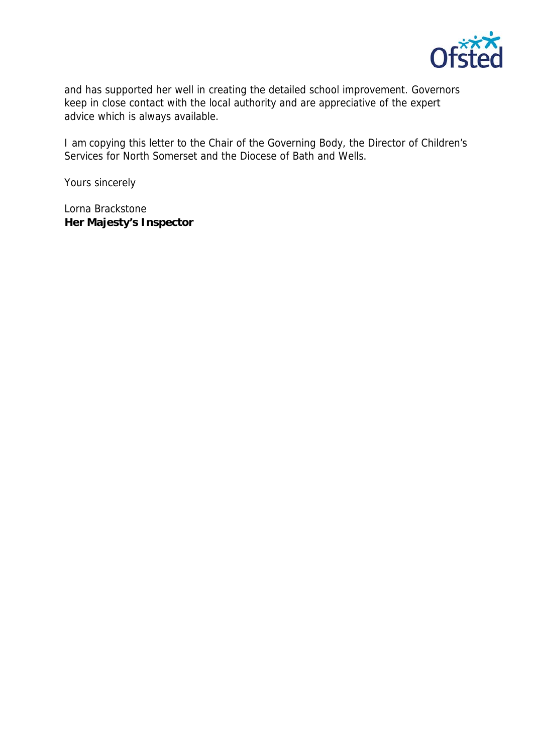and has supported her well in creating the detailed school improvement. Governors keep in close contact with the local authority and are appreciative of the expert advice which is always available.

I am copying this letter to the Chair of the Governing Body, the Director of Children's Services for North Somerset and the Diocese of Bath and Wells.

Yours sincerely

Lorna Brackstone
**Her Majesty's Inspector**